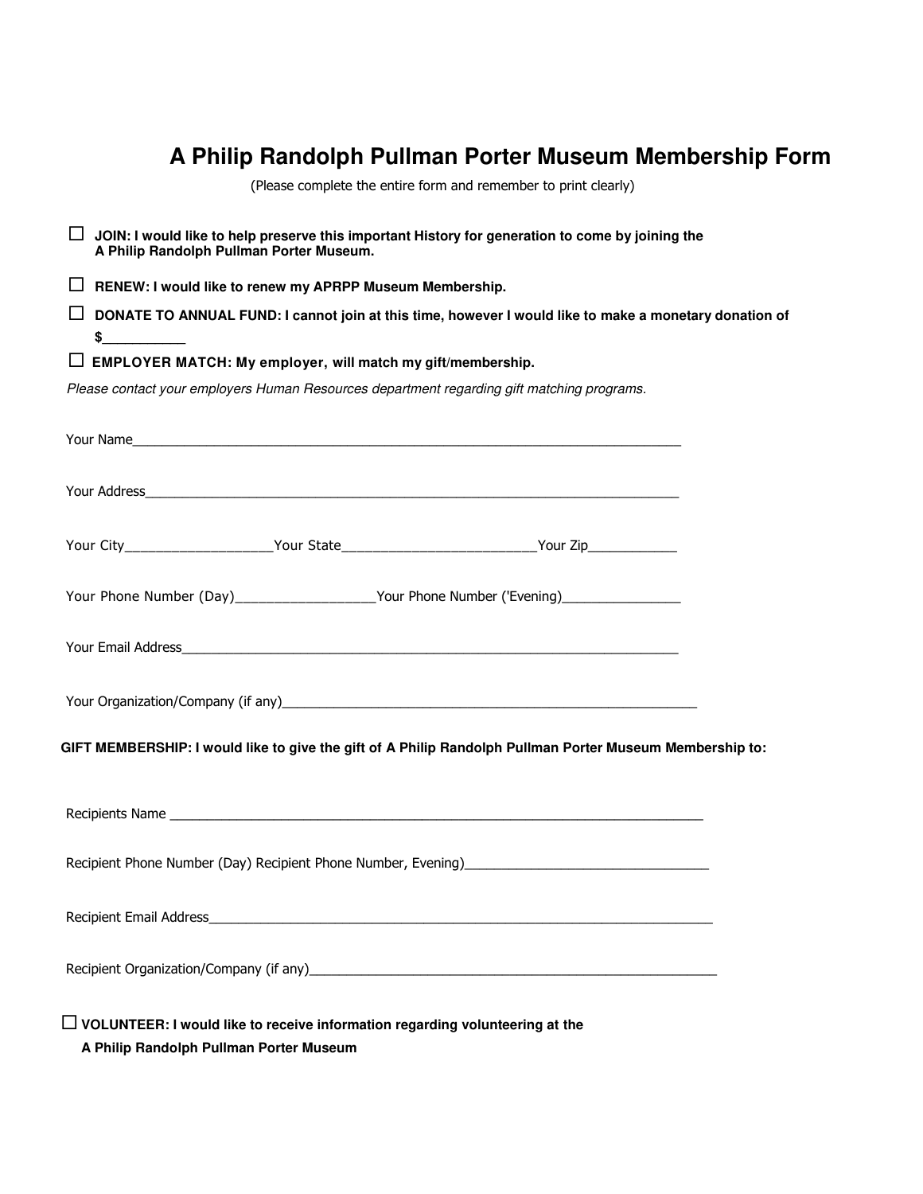# A Philip Randolph Pullman Porter Museum Membership Form

(Please complete the entire form and remember to print clearly)

☐ **JOIN: I would like to help preserve this important History for generation to come by joining the A Philip Randolph Pullman Porter Museum.**

☐ **RENEW: I would like to renew my APRPP Museum Membership.**

☐ **DONATE TO ANNUAL FUND: I cannot join at this time, however I would like to make a monetary donation of $___________**

☐ **EMPLOYER MATCH: My employer, will match my gift/membership.**

*Please contact your employers Human Resources department regarding gift matching programs.*

Your Name___________________________________________________________________________

Your Address_________________________________________________________________________

Your City___________________Your State_________________________Your Zip____________

Your Phone Number (Day)__________________Your Phone Number ('Evening)________________

Your Email Address____________________________________________________________________

Your Organization/Company (if any)____________________________________________________________

**GIFT MEMBERSHIP: I would like to give the gift of A Philip Randolph Pullman Porter Museum Membership to:**

Recipients Name ____________________________________________________________________________

Recipient Phone Number (Day) Recipient Phone Number, Evening)__________________________________

Recipient Email Address______________________________________________________________________

Recipient Organization/Company (if any)____________________________________________________________

☐ **VOLUNTEER: I would like to receive information regarding volunteering at the A Philip Randolph Pullman Porter Museum**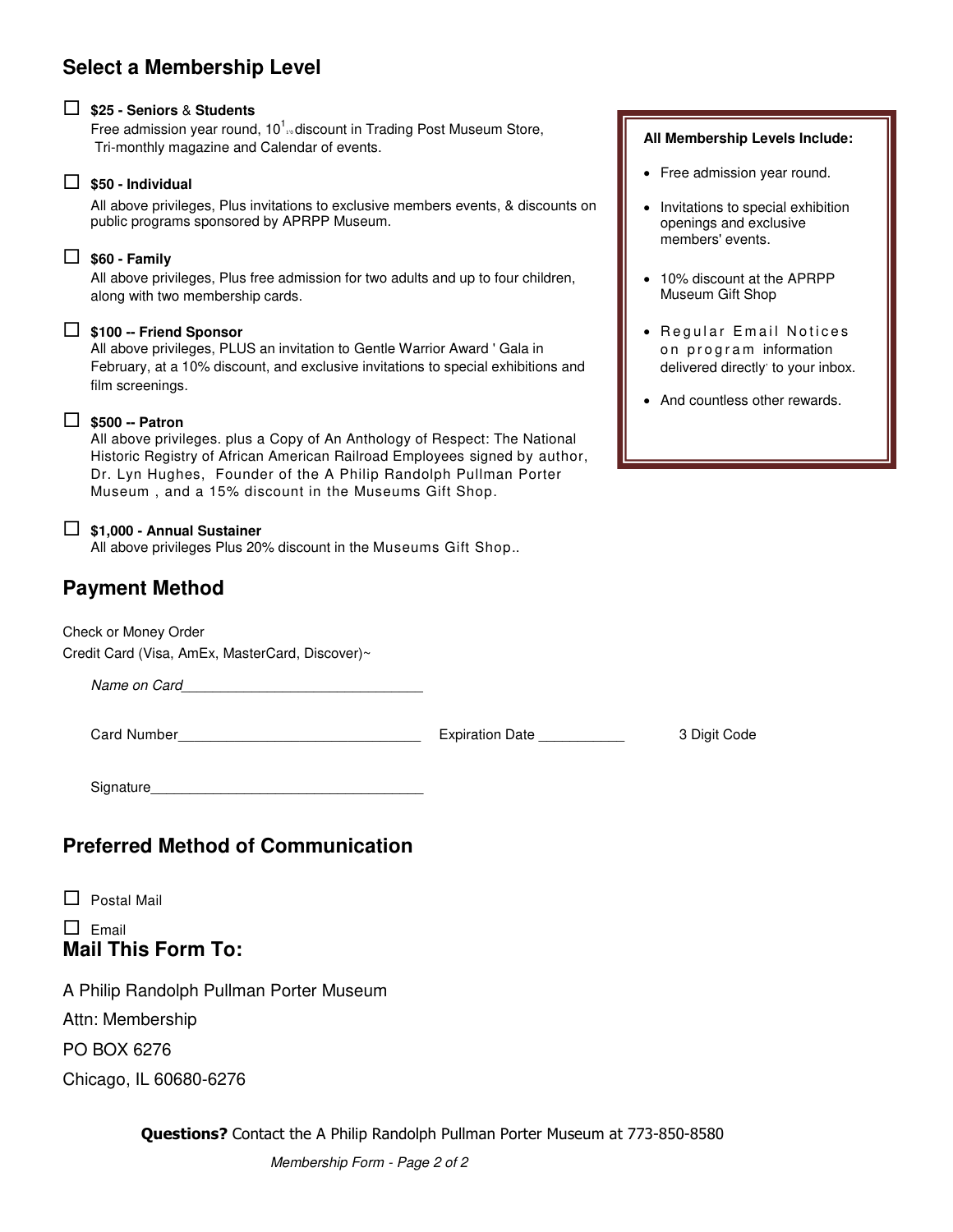## Select a Membership Level

☐ **$25 - Seniors & Students**
Free admission year round, 10% discount in Trading Post Museum Store, Tri-monthly magazine and Calendar of events.

☐ **$50 - Individual**
All above privileges, Plus invitations to exclusive members events, & discounts on public programs sponsored by APRPP Museum.

☐ **$60 - Family**
All above privileges, Plus free admission for two adults and up to four children, along with two membership cards.

☐ **$100 -- Friend Sponsor**
All above privileges, PLUS an invitation to Gentle Warrior Award ' Gala in February, at a 10% discount, and exclusive invitations to special exhibitions and film screenings.

☐ **$500 -- Patron**
All above privileges. plus a Copy of An Anthology of Respect: The National Historic Registry of African American Railroad Employees signed by author, Dr. Lyn Hughes, Founder of the A Philip Randolph Pullman Porter Museum , and a 15% discount in the Museums Gift Shop.

☐ **$1,000 - Annual Sustainer**
All above privileges Plus 20% discount in the Museums Gift Shop..

**All Membership Levels Include:**

- Free admission year round.
- Invitations to special exhibition openings and exclusive members' events.
- 10% discount at the APRPP Museum Gift Shop
- Regular Email Notices on program information delivered directly to your inbox.
- And countless other rewards.

## Payment Method

Check or Money Order
Credit Card (Visa, AmEx, MasterCard, Discover)~

*Name on Card*______________________________

Card Number______________________________ Expiration Date ___________ 3 Digit Code

Signature__________________________________

## Preferred Method of Communication

☐ Postal Mail

☐ Email

## Mail This Form To:

A Philip Randolph Pullman Porter Museum
Attn: Membership
PO BOX 6276
Chicago, IL 60680-6276

**Questions?** Contact the A Philip Randolph Pullman Porter Museum at 773-850-8580